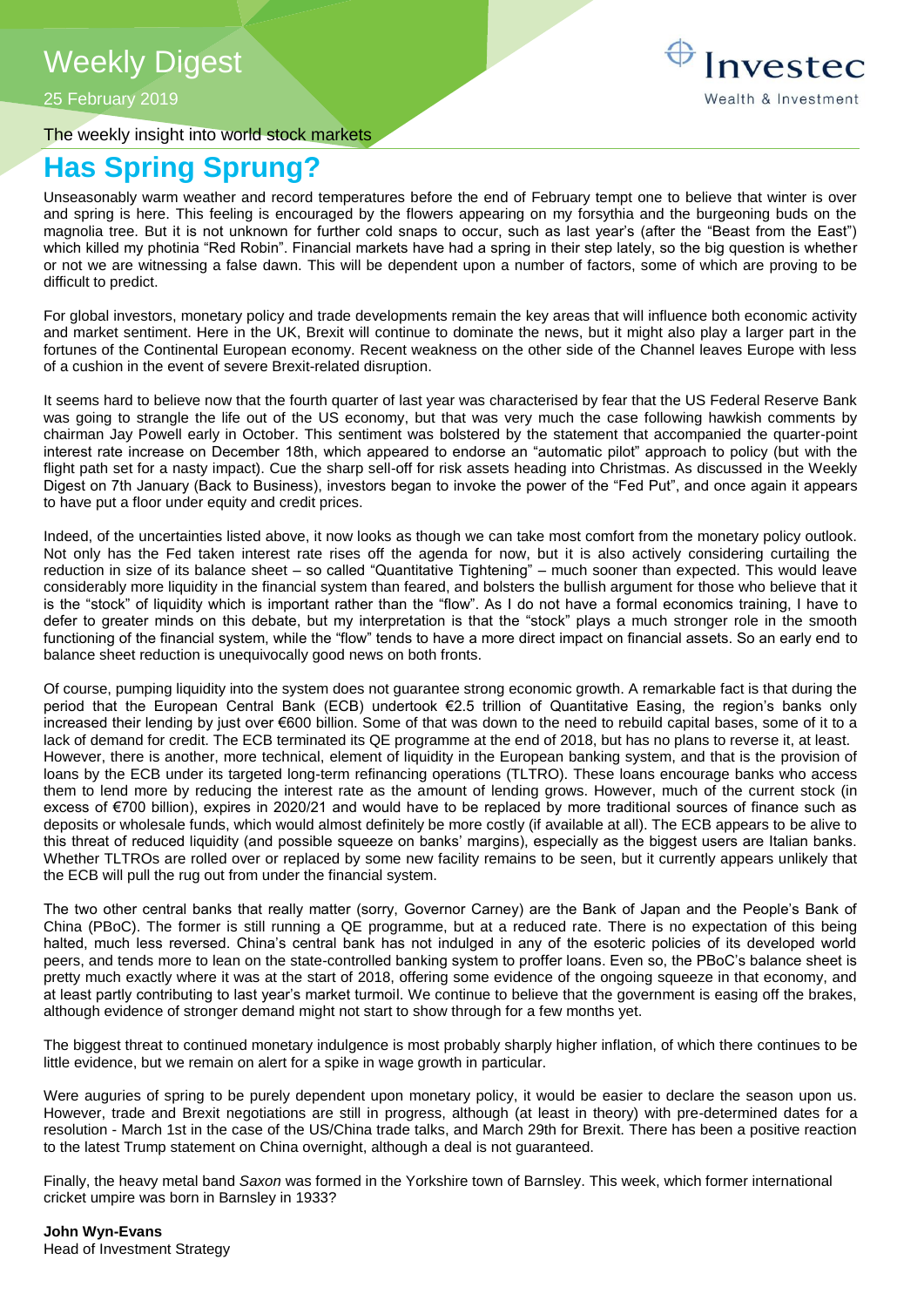# Weekly Digest

25 February 2019

The weekly insight into world stock markets

## Has Spring Sprung?

Unseasonably warm weather and record temperatures before the end of February tempt one to believe that winter is over and spring is here. This feeling is encouraged by the flowers appearing on my forsythia and the burgeoning buds on the magnolia tree. But it is not unknown for further cold snaps to occur, such as last year's (after the "Beast from the East") which killed my photinia "Red Robin". Financial markets have had a spring in their step lately, so the big question is whether or not we are witnessing a false dawn. This will be dependent upon a number of factors, some of which are proving to be difficult to predict.

For global investors, monetary policy and trade developments remain the key areas that will influence both economic activity and market sentiment. Here in the UK, Brexit will continue to dominate the news, but it might also play a larger part in the fortunes of the Continental European economy. Recent weakness on the other side of the Channel leaves Europe with less of a cushion in the event of severe Brexit-related disruption.

It seems hard to believe now that the fourth quarter of last year was characterised by fear that the US Federal Reserve Bank was going to strangle the life out of the US economy, but that was very much the case following hawkish comments by chairman Jay Powell early in October. This sentiment was bolstered by the statement that accompanied the quarter-point interest rate increase on December 18th, which appeared to endorse an "automatic pilot" approach to policy (but with the flight path set for a nasty impact). Cue the sharp sell-off for risk assets heading into Christmas. As discussed in the Weekly Digest on 7th January (Back to Business), investors began to invoke the power of the "Fed Put", and once again it appears to have put a floor under equity and credit prices.

Indeed, of the uncertainties listed above, it now looks as though we can take most comfort from the monetary policy outlook. Not only has the Fed taken interest rate rises off the agenda for now, but it is also actively considering curtailing the reduction in size of its balance sheet – so called "Quantitative Tightening" – much sooner than expected. This would leave considerably more liquidity in the financial system than feared, and bolsters the bullish argument for those who believe that it is the "stock" of liquidity which is important rather than the "flow". As I do not have a formal economics training, I have to defer to greater minds on this debate, but my interpretation is that the "stock" plays a much stronger role in the smooth functioning of the financial system, while the "flow" tends to have a more direct impact on financial assets. So an early end to balance sheet reduction is unequivocally good news on both fronts.

Of course, pumping liquidity into the system does not guarantee strong economic growth. A remarkable fact is that during the period that the European Central Bank (ECB) undertook €2.5 trillion of Quantitative Easing, the region's banks only increased their lending by just over €600 billion. Some of that was down to the need to rebuild capital bases, some of it to a lack of demand for credit. The ECB terminated its QE programme at the end of 2018, but has no plans to reverse it, at least. However, there is another, more technical, element of liquidity in the European banking system, and that is the provision of loans by the ECB under its targeted long-term refinancing operations (TLTRO). These loans encourage banks who access them to lend more by reducing the interest rate as the amount of lending grows. However, much of the current stock (in excess of €700 billion), expires in 2020/21 and would have to be replaced by more traditional sources of finance such as deposits or wholesale funds, which would almost definitely be more costly (if available at all). The ECB appears to be alive to this threat of reduced liquidity (and possible squeeze on banks' margins), especially as the biggest users are Italian banks. Whether TLTROs are rolled over or replaced by some new facility remains to be seen, but it currently appears unlikely that the ECB will pull the rug out from under the financial system.

The two other central banks that really matter (sorry, Governor Carney) are the Bank of Japan and the People's Bank of China (PBoC). The former is still running a QE programme, but at a reduced rate. There is no expectation of this being halted, much less reversed. China's central bank has not indulged in any of the esoteric policies of its developed world peers, and tends more to lean on the state-controlled banking system to proffer loans. Even so, the PBoC's balance sheet is pretty much exactly where it was at the start of 2018, offering some evidence of the ongoing squeeze in that economy, and at least partly contributing to last year's market turmoil. We continue to believe that the government is easing off the brakes, although evidence of stronger demand might not start to show through for a few months yet.

The biggest threat to continued monetary indulgence is most probably sharply higher inflation, of which there continues to be little evidence, but we remain on alert for a spike in wage growth in particular.

Were auguries of spring to be purely dependent upon monetary policy, it would be easier to declare the season upon us. However, trade and Brexit negotiations are still in progress, although (at least in theory) with pre-determined dates for a resolution - March 1st in the case of the US/China trade talks, and March 29th for Brexit. There has been a positive reaction to the latest Trump statement on China overnight, although a deal is not guaranteed.

Finally, the heavy metal band *Saxon* was formed in the Yorkshire town of Barnsley. This week, which former international cricket umpire was born in Barnsley in 1933?

**John Wyn-Evans**
Head of Investment Strategy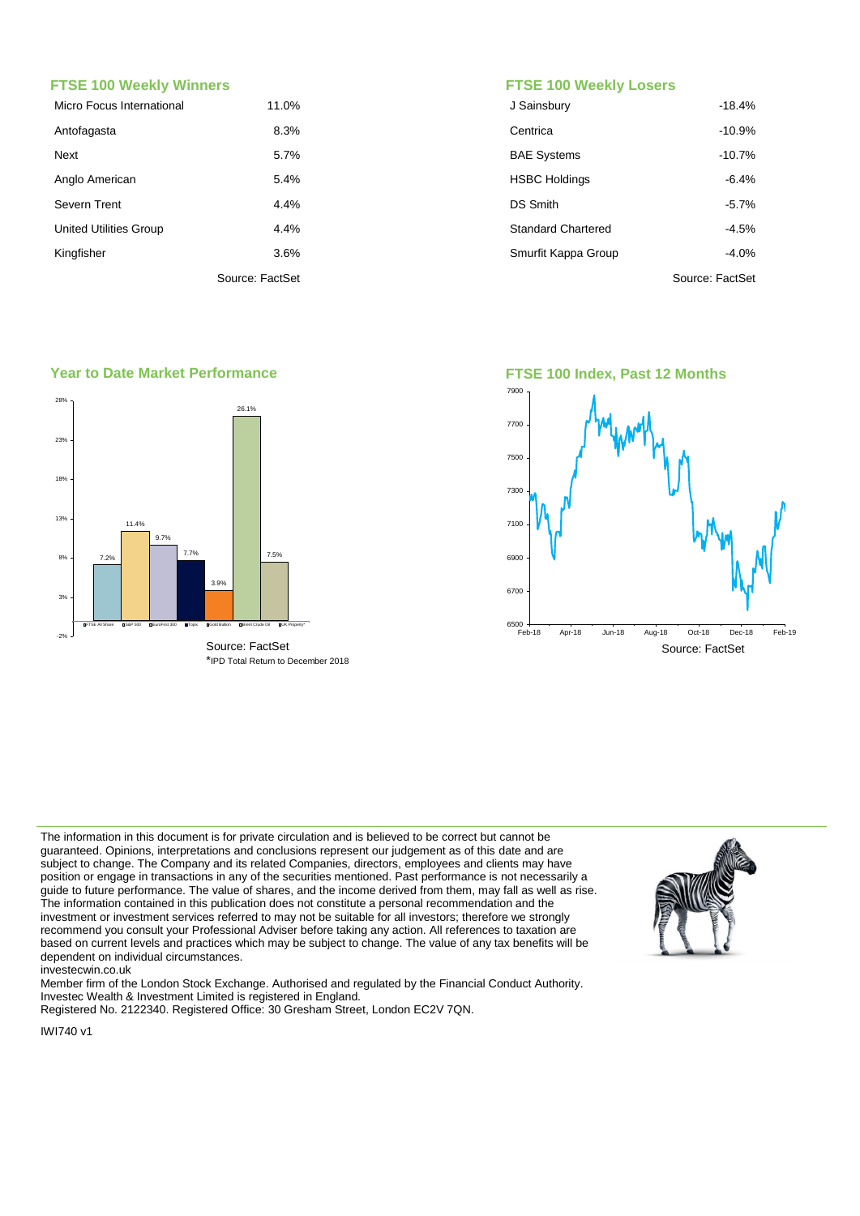## FTSE 100 Weekly Winners

| | |
|---|---|
| Micro Focus International | 11.0% |
| Antofagasta | 8.3% |
| Next | 5.7% |
| Anglo American | 5.4% |
| Severn Trent | 4.4% |
| United Utilities Group | 4.4% |
| Kingfisher | 3.6% |

Source: FactSet

## FTSE 100 Weekly Losers

| | |
|---|---|
| J Sainsbury | -18.4% |
| Centrica | -10.9% |
| BAE Systems | -10.7% |
| HSBC Holdings | -6.4% |
| DS Smith | -5.7% |
| Standard Chartered | -4.5% |
| Smurfit Kappa Group | -4.0% |

Source: FactSet

## Year to Date Market Performance

28%
23%
18%
13%
8%
3%
-2%

7.2%
11.4%
9.7%
7.7%
3.9%
26.1%
7.5%

FTSE All Share
S&P 500
EuroFirst 300
Topix
Gold Bullion
Brent Crude Oil
UK Property*

Source: FactSet
*IPD Total Return to December 2018

## FTSE 100 Index, Past 12 Months

7900
7700
7500
7300
7100
6900
6700
6500

Feb-18
Apr-18
Jun-18
Aug-18
Oct-18
Dec-18
Feb-19

Source: FactSet

The information in this document is for private circulation and is believed to be correct but cannot be guaranteed. Opinions, interpretations and conclusions represent our judgement as of this date and are subject to change. The Company and its related Companies, directors, employees and clients may have position or engage in transactions in any of the securities mentioned. Past performance is not necessarily a guide to future performance. The value of shares, and the income derived from them, may fall as well as rise. The information contained in this publication does not constitute a personal recommendation and the investment or investment services referred to may not be suitable for all investors; therefore we strongly recommend you consult your Professional Adviser before taking any action. All references to taxation are based on current levels and practices which may be subject to change. The value of any tax benefits will be dependent on individual circumstances.

investecwin.co.uk

Member firm of the London Stock Exchange. Authorised and regulated by the Financial Conduct Authority.
Investec Wealth & Investment Limited is registered in England.
Registered No. 2122340. Registered Office: 30 Gresham Street, London EC2V 7QN.

IWI740 v1